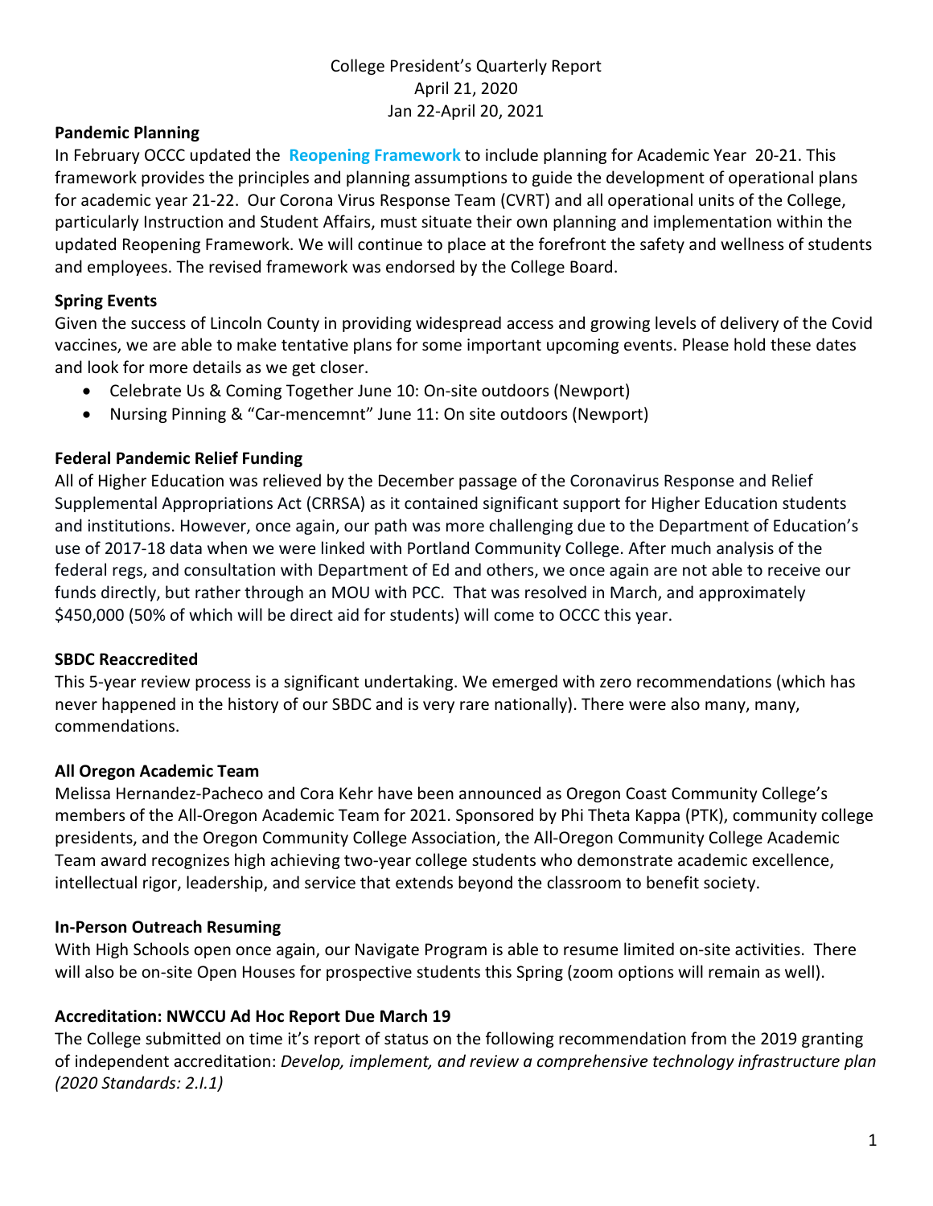College President's Quarterly Report
April 21, 2020
Jan 22-April 20, 2021

**Pandemic Planning**

In February OCCC updated the **Reopening Framework** to include planning for Academic Year 20-21. This framework provides the principles and planning assumptions to guide the development of operational plans for academic year 21-22. Our Corona Virus Response Team (CVRT) and all operational units of the College, particularly Instruction and Student Affairs, must situate their own planning and implementation within the updated Reopening Framework. We will continue to place at the forefront the safety and wellness of students and employees. The revised framework was endorsed by the College Board.

**Spring Events**

Given the success of Lincoln County in providing widespread access and growing levels of delivery of the Covid vaccines, we are able to make tentative plans for some important upcoming events. Please hold these dates and look for more details as we get closer.

- Celebrate Us & Coming Together June 10: On-site outdoors (Newport)
- Nursing Pinning & "Car-mencemnt" June 11: On site outdoors (Newport)

**Federal Pandemic Relief Funding**

All of Higher Education was relieved by the December passage of the Coronavirus Response and Relief Supplemental Appropriations Act (CRRSA) as it contained significant support for Higher Education students and institutions. However, once again, our path was more challenging due to the Department of Education's use of 2017-18 data when we were linked with Portland Community College. After much analysis of the federal regs, and consultation with Department of Ed and others, we once again are not able to receive our funds directly, but rather through an MOU with PCC. That was resolved in March, and approximately $450,000 (50% of which will be direct aid for students) will come to OCCC this year.

**SBDC Reaccredited**

This 5-year review process is a significant undertaking. We emerged with zero recommendations (which has never happened in the history of our SBDC and is very rare nationally). There were also many, many, commendations.

**All Oregon Academic Team**

Melissa Hernandez-Pacheco and Cora Kehr have been announced as Oregon Coast Community College's members of the All-Oregon Academic Team for 2021. Sponsored by Phi Theta Kappa (PTK), community college presidents, and the Oregon Community College Association, the All-Oregon Community College Academic Team award recognizes high achieving two-year college students who demonstrate academic excellence, intellectual rigor, leadership, and service that extends beyond the classroom to benefit society.

**In-Person Outreach Resuming**

With High Schools open once again, our Navigate Program is able to resume limited on-site activities. There will also be on-site Open Houses for prospective students this Spring (zoom options will remain as well).

**Accreditation: NWCCU Ad Hoc Report Due March 19**

The College submitted on time it's report of status on the following recommendation from the 2019 granting of independent accreditation: *Develop, implement, and review a comprehensive technology infrastructure plan (2020 Standards: 2.I.1)*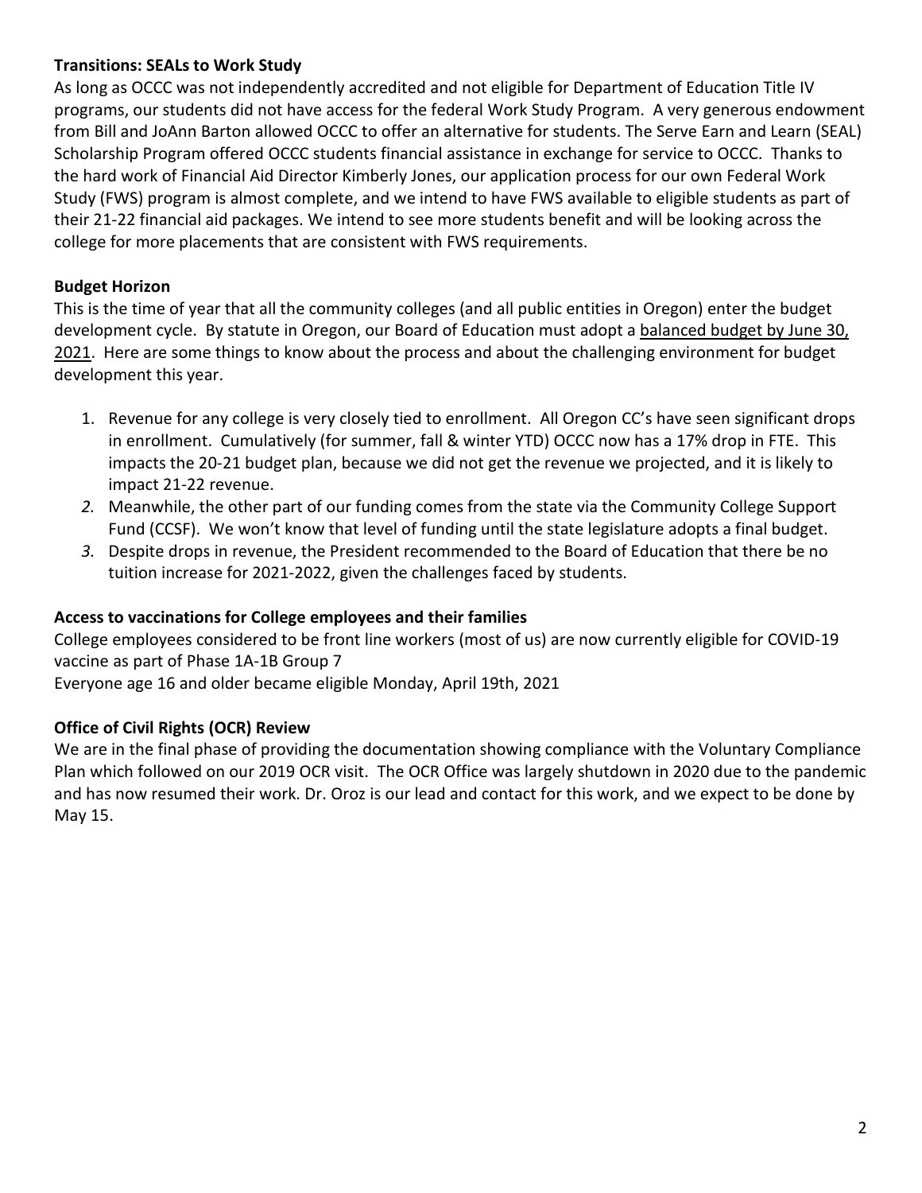**Transitions: SEALs to Work Study**

As long as OCCC was not independently accredited and not eligible for Department of Education Title IV programs, our students did not have access for the federal Work Study Program. A very generous endowment from Bill and JoAnn Barton allowed OCCC to offer an alternative for students. The Serve Earn and Learn (SEAL) Scholarship Program offered OCCC students financial assistance in exchange for service to OCCC. Thanks to the hard work of Financial Aid Director Kimberly Jones, our application process for our own Federal Work Study (FWS) program is almost complete, and we intend to have FWS available to eligible students as part of their 21-22 financial aid packages. We intend to see more students benefit and will be looking across the college for more placements that are consistent with FWS requirements.

**Budget Horizon**

This is the time of year that all the community colleges (and all public entities in Oregon) enter the budget development cycle. By statute in Oregon, our Board of Education must adopt a balanced budget by June 30, 2021. Here are some things to know about the process and about the challenging environment for budget development this year.

1. Revenue for any college is very closely tied to enrollment. All Oregon CC's have seen significant drops in enrollment. Cumulatively (for summer, fall & winter YTD) OCCC now has a 17% drop in FTE. This impacts the 20-21 budget plan, because we did not get the revenue we projected, and it is likely to impact 21-22 revenue.
2. Meanwhile, the other part of our funding comes from the state via the Community College Support Fund (CCSF). We won't know that level of funding until the state legislature adopts a final budget.
3. Despite drops in revenue, the President recommended to the Board of Education that there be no tuition increase for 2021-2022, given the challenges faced by students.

**Access to vaccinations for College employees and their families**

College employees considered to be front line workers (most of us) are now currently eligible for COVID-19 vaccine as part of Phase 1A-1B Group 7

Everyone age 16 and older became eligible Monday, April 19th, 2021

**Office of Civil Rights (OCR) Review**

We are in the final phase of providing the documentation showing compliance with the Voluntary Compliance Plan which followed on our 2019 OCR visit. The OCR Office was largely shutdown in 2020 due to the pandemic and has now resumed their work. Dr. Oroz is our lead and contact for this work, and we expect to be done by May 15.